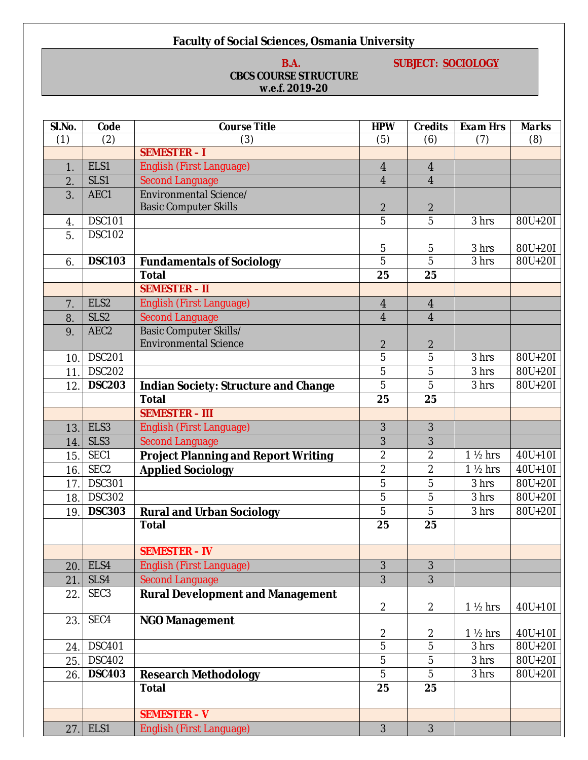## Faculty of Social Sciences, Osmania University

**B.A.** **SUBJECT: SOCIOLOGY**

**CBCS COURSE STRUCTURE**
**w.e.f. 2019-20**

| Sl.No. | Code | Course Title | HPW | Credits | Exam Hrs | Marks |
|---|---|---|---|---|---|---|
| (1) | (2) | (3) | (5) | (6) | (7) | (8) |
| | | **SEMESTER – I** | | | | |
| 1. | ELS1 | English (First Language) | 4 | 4 | | |
| 2. | SLS1 | Second Language | 4 | 4 | | |
| 3. | AEC1 | Environmental Science/ Basic Computer Skills | 2 | 2 | | |
| 4. | DSC101 | | 5 | 5 | 3 hrs | 80U+20I |
| 5. | DSC102 | | 5 | 5 | 3 hrs | 80U+20I |
| 6. | **DSC103** | **Fundamentals of Sociology** | 5 | 5 | 3 hrs | 80U+20I |
| | | **Total** | **25** | **25** | | |
| | | **SEMESTER – II** | | | | |
| 7. | ELS2 | English (First Language) | 4 | 4 | | |
| 8. | SLS2 | Second Language | 4 | 4 | | |
| 9. | AEC2 | Basic Computer Skills/ Environmental Science | 2 | 2 | | |
| 10. | DSC201 | | 5 | 5 | 3 hrs | 80U+20I |
| 11. | DSC202 | | 5 | 5 | 3 hrs | 80U+20I |
| 12. | **DSC203** | **Indian Society: Structure and Change** | 5 | 5 | 3 hrs | 80U+20I |
| | | **Total** | **25** | **25** | | |
| | | **SEMESTER – III** | | | | |
| 13. | ELS3 | English (First Language) | 3 | 3 | | |
| 14. | SLS3 | Second Language | 3 | 3 | | |
| 15. | SEC1 | **Project Planning and Report Writing** | 2 | 2 | 1 ½ hrs | 40U+10I |
| 16. | SEC2 | **Applied Sociology** | 2 | 2 | 1 ½ hrs | 40U+10I |
| 17. | DSC301 | | 5 | 5 | 3 hrs | 80U+20I |
| 18. | DSC302 | | 5 | 5 | 3 hrs | 80U+20I |
| 19. | **DSC303** | **Rural and Urban Sociology** | 5 | 5 | 3 hrs | 80U+20I |
| | | **Total** | **25** | **25** | | |
| | | **SEMESTER – IV** | | | | |
| 20. | ELS4 | English (First Language) | 3 | 3 | | |
| 21. | SLS4 | Second Language | 3 | 3 | | |
| 22. | SEC3 | **Rural Development and Management** | 2 | 2 | 1 ½ hrs | 40U+10I |
| 23. | SEC4 | **NGO Management** | 2 | 2 | 1 ½ hrs | 40U+10I |
| 24. | DSC401 | | 5 | 5 | 3 hrs | 80U+20I |
| 25. | DSC402 | | 5 | 5 | 3 hrs | 80U+20I |
| 26. | **DSC403** | **Research Methodology** | 5 | 5 | 3 hrs | 80U+20I |
| | | **Total** | **25** | **25** | | |
| | | **SEMESTER – V** | | | | |
| 27. | ELS1 | English (First Language) | 3 | 3 | | |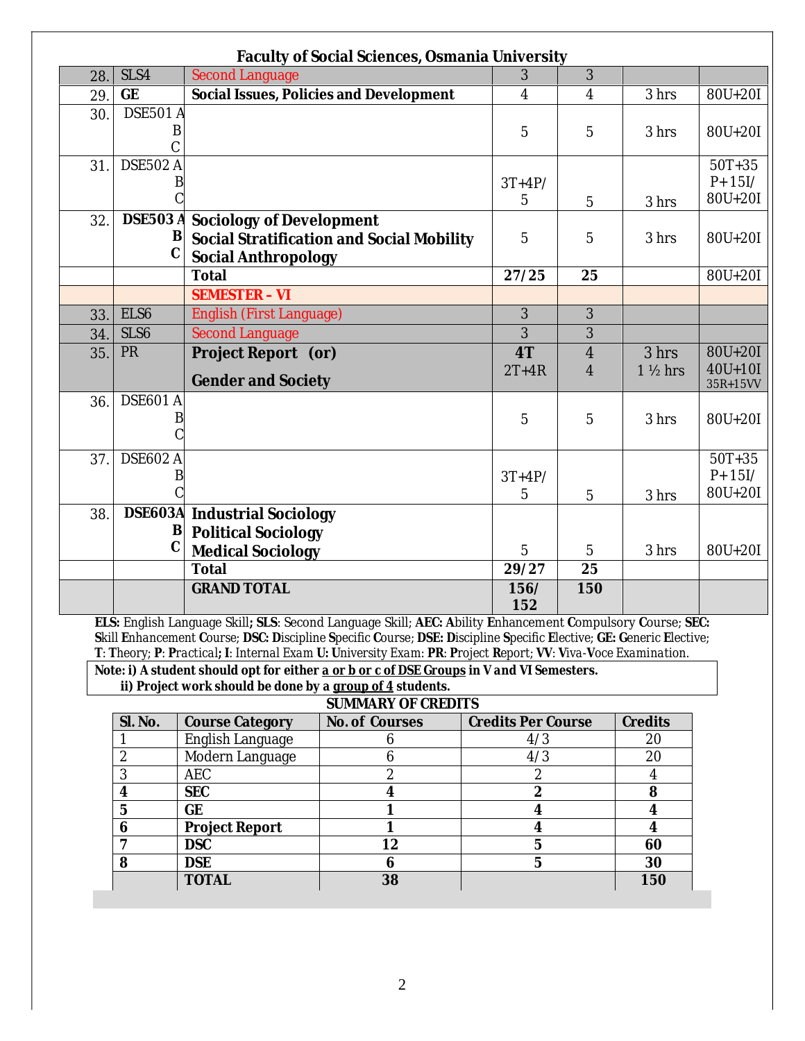**Faculty of Social Sciences, Osmania University**

| | | | | | | |
|---|---|---|---|---|---|---|
| 28. | SLS4 | Second Language | 3 | 3 | | |
| 29. | **GE** | **Social Issues, Policies and Development** | 4 | 4 | 3 hrs | 80U+20I |
| 30. | DSE501 A<br>B<br>C | | 5 | 5 | 3 hrs | 80U+20I |
| 31. | DSE502 A<br>B<br>C | | 3T+4P/<br>5 | 5 | 3 hrs | 50T+35<br>P+15I/<br>80U+20I |
| 32. | **DSE503 A<br>B<br>C** | **Sociology of Development<br>Social Stratification and Social Mobility<br>Social Anthropology** | 5 | 5 | 3 hrs | 80U+20I |
| | | **Total** | **27/25** | **25** | | 80U+20I |
| | | **SEMESTER – VI** | | | | |
| 33. | ELS6 | English (First Language) | 3 | 3 | | |
| 34. | SLS6 | Second Language | 3 | 3 | | |
| 35. | PR | **Project Report (or)**<br><br>**Gender and Society** | **4T**<br>2T+4R | 4<br>4 | 3 hrs<br>1 ½ hrs | 80U+20I<br>40U+10I<br>35R+15VV |
| 36. | DSE601 A<br>B<br>C | | 5 | 5 | 3 hrs | 80U+20I |
| 37. | DSE602 A<br>B<br>C | | 3T+4P/<br>5 | 5 | 3 hrs | 50T+35<br>P+15I/<br>80U+20I |
| 38. | **DSE603A<br>B<br>C** | **Industrial Sociology<br>Political Sociology<br>Medical Sociology** | 5 | 5 | 3 hrs | 80U+20I |
| | | **Total** | **29/27** | **25** | | |
| | | **GRAND TOTAL** | **156/<br>152** | **150** | | |

**ELS:** English Language Skill**; SLS**: Second Language Skill; **AEC: A**bility **E**nhancement **C**ompulsory **C**ourse; **SEC: S**kill **E**nhancement **C**ourse; **DSC: D**iscipline **S**pecific **C**ourse; **DSE: D**iscipline **S**pecific **E**lective; **GE: G**eneric **E**lective; **T**: **T**heory; **P**: **P**ractical**; I**: Internal Exam **U: U**niversity Exam: **PR**: **P**roject **R**eport; **VV**: Viva-Voce Examination.

**Note: i) A student should opt for either a or b or c of DSE Groups in V and VI Semesters.**
**ii) Project work should be done by a group of 4 students.**

**SUMMARY OF CREDITS**

| Sl. No. | Course Category | No. of Courses | Credits Per Course | Credits |
|---|---|---|---|---|
| 1 | English Language | 6 | 4/3 | 20 |
| 2 | Modern Language | 6 | 4/3 | 20 |
| 3 | AEC | 2 | 2 | 4 |
| **4** | **SEC** | **4** | **2** | **8** |
| **5** | **GE** | **1** | **4** | **4** |
| **6** | **Project Report** | **1** | **4** | **4** |
| **7** | **DSC** | **12** | **5** | **60** |
| **8** | **DSE** | **6** | **5** | **30** |
| | **TOTAL** | **38** | | **150** |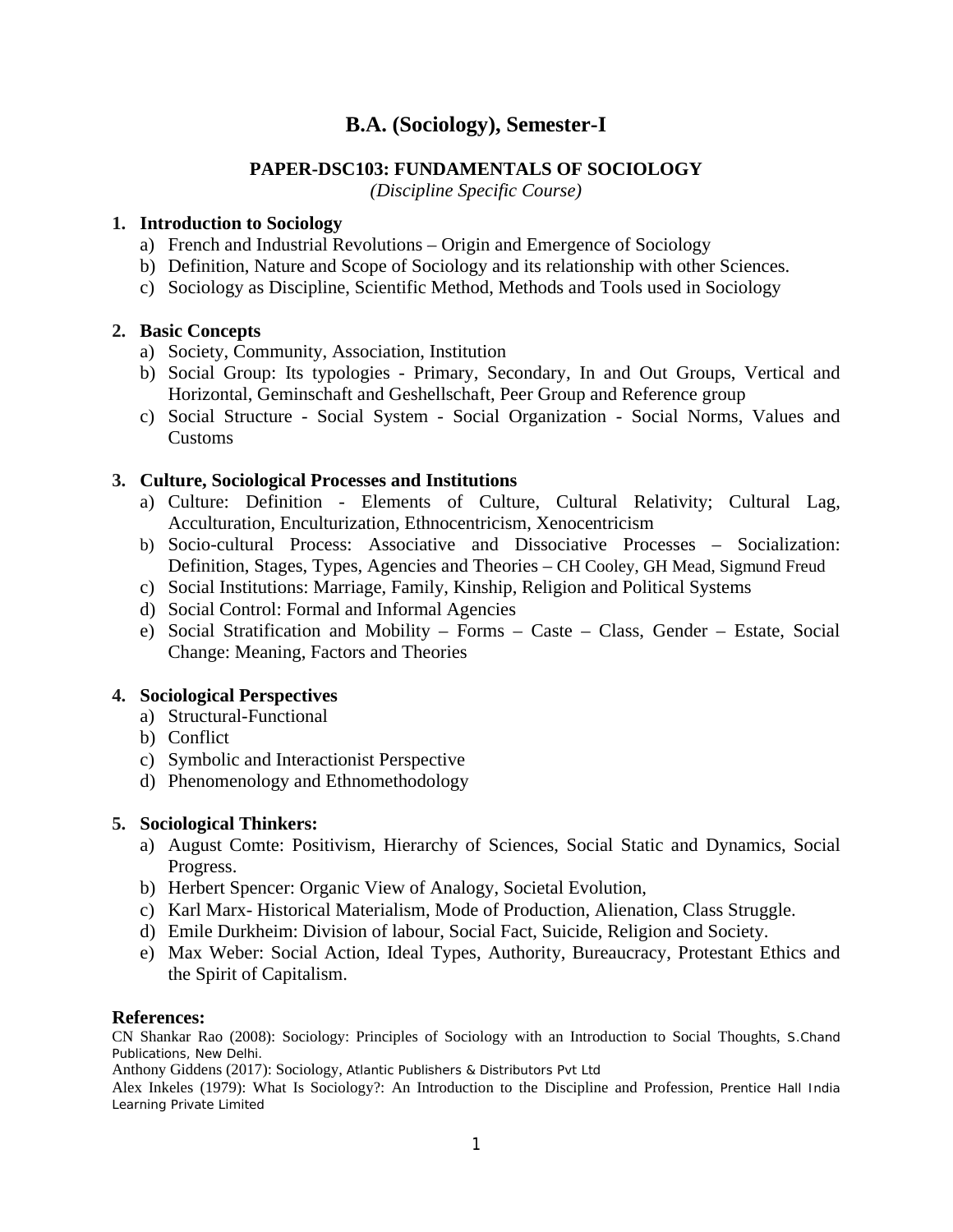# B.A. (Sociology), Semester-I

## PAPER-DSC103: FUNDAMENTALS OF SOCIOLOGY

*(Discipline Specific Course)*

1. **Introduction to Sociology**
   a) French and Industrial Revolutions – Origin and Emergence of Sociology
   b) Definition, Nature and Scope of Sociology and its relationship with other Sciences.
   c) Sociology as Discipline, Scientific Method, Methods and Tools used in Sociology

2. **Basic Concepts**
   a) Society, Community, Association, Institution
   b) Social Group: Its typologies - Primary, Secondary, In and Out Groups, Vertical and Horizontal, Geminschaft and Geshellschaft, Peer Group and Reference group
   c) Social Structure - Social System - Social Organization - Social Norms, Values and Customs

3. **Culture, Sociological Processes and Institutions**
   a) Culture: Definition - Elements of Culture, Cultural Relativity; Cultural Lag, Acculturation, Enculturization, Ethnocentricism, Xenocentricism
   b) Socio-cultural Process: Associative and Dissociative Processes – Socialization: Definition, Stages, Types, Agencies and Theories – CH Cooley, GH Mead, Sigmund Freud
   c) Social Institutions: Marriage, Family, Kinship, Religion and Political Systems
   d) Social Control: Formal and Informal Agencies
   e) Social Stratification and Mobility – Forms – Caste – Class, Gender – Estate, Social Change: Meaning, Factors and Theories

4. **Sociological Perspectives**
   a) Structural-Functional
   b) Conflict
   c) Symbolic and Interactionist Perspective
   d) Phenomenology and Ethnomethodology

5. **Sociological Thinkers:**
   a) August Comte: Positivism, Hierarchy of Sciences, Social Static and Dynamics, Social Progress.
   b) Herbert Spencer: Organic View of Analogy, Societal Evolution,
   c) Karl Marx- Historical Materialism, Mode of Production, Alienation, Class Struggle.
   d) Emile Durkheim: Division of labour, Social Fact, Suicide, Religion and Society.
   e) Max Weber: Social Action, Ideal Types, Authority, Bureaucracy, Protestant Ethics and the Spirit of Capitalism.

**References:**

CN Shankar Rao (2008): Sociology: Principles of Sociology with an Introduction to Social Thoughts, S.Chand Publications, New Delhi.

Anthony Giddens (2017): Sociology, Atlantic Publishers & Distributors Pvt Ltd

Alex Inkeles (1979): What Is Sociology?: An Introduction to the Discipline and Profession, Prentice Hall India Learning Private Limited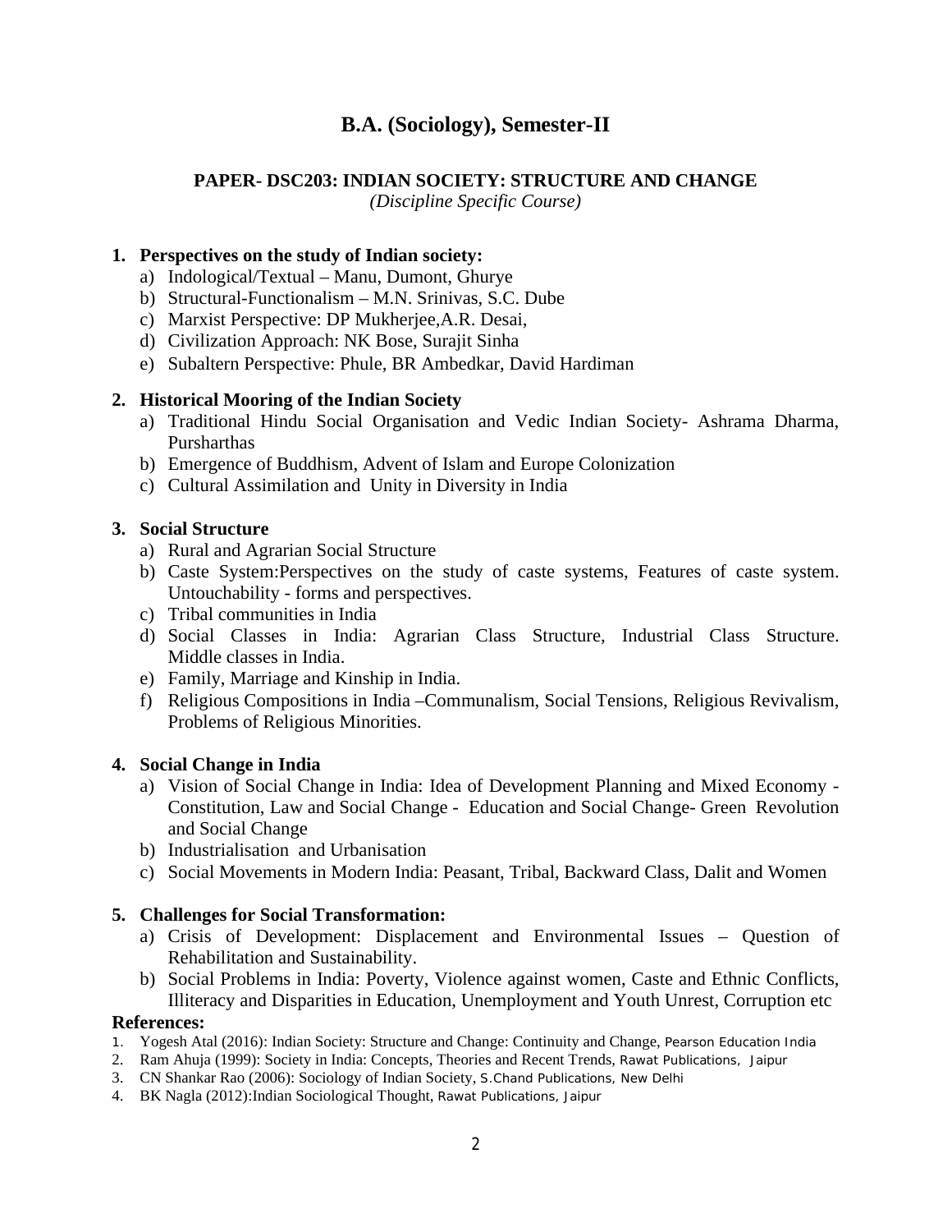# B.A. (Sociology), Semester-II

## PAPER- DSC203: INDIAN SOCIETY: STRUCTURE AND CHANGE

*(Discipline Specific Course)*

**1. Perspectives on the study of Indian society:**

a) Indological/Textual – Manu, Dumont, Ghurye
b) Structural-Functionalism – M.N. Srinivas, S.C. Dube
c) Marxist Perspective: DP Mukherjee,A.R. Desai,
d) Civilization Approach: NK Bose, Surajit Sinha
e) Subaltern Perspective: Phule, BR Ambedkar, David Hardiman

**2. Historical Mooring of the Indian Society**

a) Traditional Hindu Social Organisation and Vedic Indian Society- Ashrama Dharma, Pursharthas
b) Emergence of Buddhism, Advent of Islam and Europe Colonization
c) Cultural Assimilation and Unity in Diversity in India

**3. Social Structure**

a) Rural and Agrarian Social Structure
b) Caste System:Perspectives on the study of caste systems, Features of caste system. Untouchability - forms and perspectives.
c) Tribal communities in India
d) Social Classes in India: Agrarian Class Structure, Industrial Class Structure. Middle classes in India.
e) Family, Marriage and Kinship in India.
f) Religious Compositions in India –Communalism, Social Tensions, Religious Revivalism, Problems of Religious Minorities.

**4. Social Change in India**

a) Vision of Social Change in India: Idea of Development Planning and Mixed Economy - Constitution, Law and Social Change - Education and Social Change- Green Revolution and Social Change
b) Industrialisation and Urbanisation
c) Social Movements in Modern India: Peasant, Tribal, Backward Class, Dalit and Women

**5. Challenges for Social Transformation:**

a) Crisis of Development: Displacement and Environmental Issues – Question of Rehabilitation and Sustainability.
b) Social Problems in India: Poverty, Violence against women, Caste and Ethnic Conflicts, Illiteracy and Disparities in Education, Unemployment and Youth Unrest, Corruption etc

**References:**

1. Yogesh Atal (2016): Indian Society: Structure and Change: Continuity and Change, Pearson Education India
2. Ram Ahuja (1999): Society in India: Concepts, Theories and Recent Trends, Rawat Publications, Jaipur
3. CN Shankar Rao (2006): Sociology of Indian Society, S.Chand Publications, New Delhi
4. BK Nagla (2012):Indian Sociological Thought, Rawat Publications, Jaipur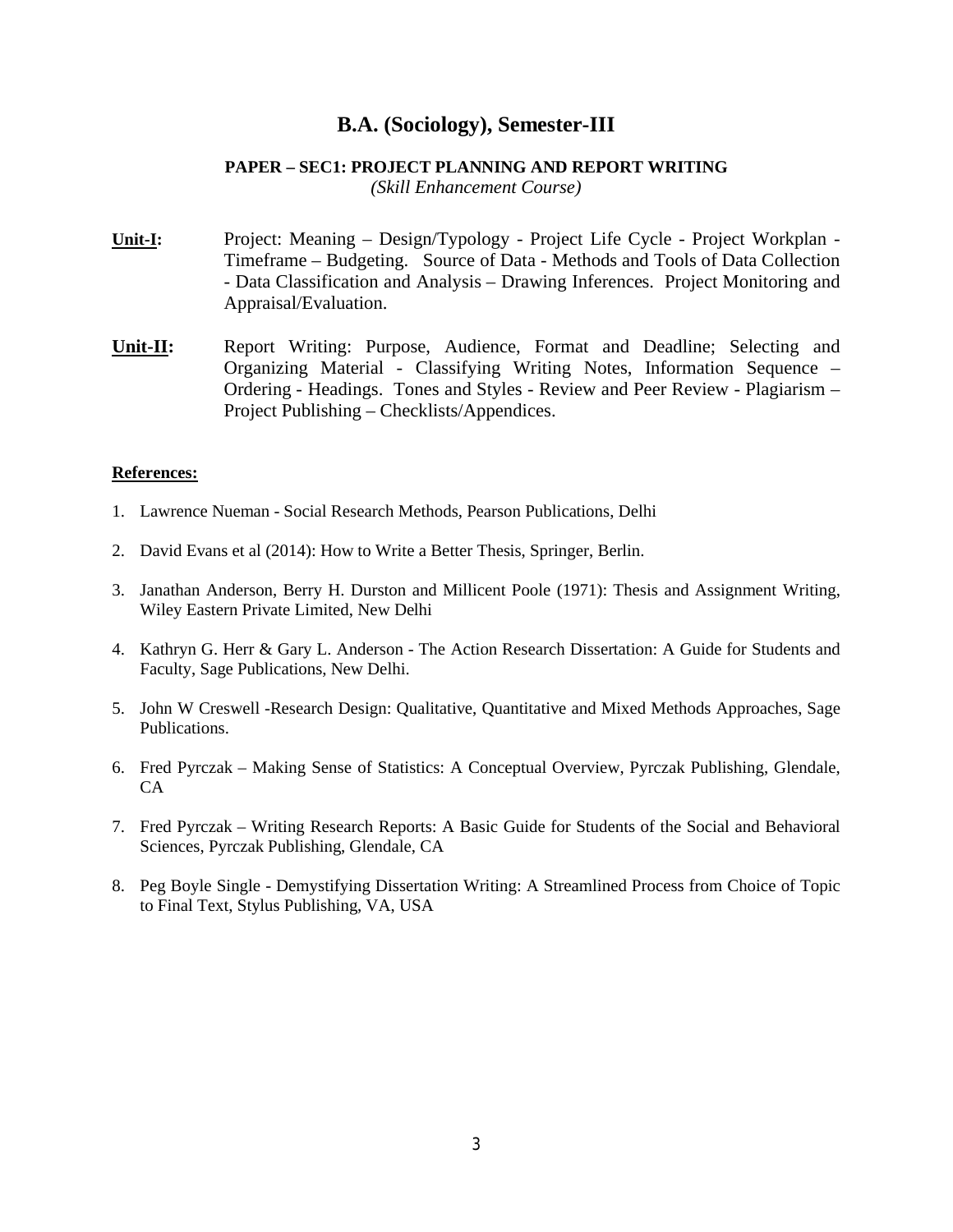# B.A. (Sociology), Semester-III

**PAPER – SEC1: PROJECT PLANNING AND REPORT WRITING**

*(Skill Enhancement Course)*

**Unit-I:** Project: Meaning – Design/Typology - Project Life Cycle - Project Workplan - Timeframe – Budgeting. Source of Data - Methods and Tools of Data Collection - Data Classification and Analysis – Drawing Inferences. Project Monitoring and Appraisal/Evaluation.

**Unit-II:** Report Writing: Purpose, Audience, Format and Deadline; Selecting and Organizing Material - Classifying Writing Notes, Information Sequence – Ordering - Headings. Tones and Styles - Review and Peer Review - Plagiarism – Project Publishing – Checklists/Appendices.

**References:**

1. Lawrence Nueman - Social Research Methods, Pearson Publications, Delhi
2. David Evans et al (2014): How to Write a Better Thesis, Springer, Berlin.
3. Janathan Anderson, Berry H. Durston and Millicent Poole (1971): Thesis and Assignment Writing, Wiley Eastern Private Limited, New Delhi
4. Kathryn G. Herr & Gary L. Anderson - The Action Research Dissertation: A Guide for Students and Faculty, Sage Publications, New Delhi.
5. John W Creswell -Research Design: Qualitative, Quantitative and Mixed Methods Approaches, Sage Publications.
6. Fred Pyrczak – Making Sense of Statistics: A Conceptual Overview, Pyrczak Publishing, Glendale, CA
7. Fred Pyrczak – Writing Research Reports: A Basic Guide for Students of the Social and Behavioral Sciences, Pyrczak Publishing, Glendale, CA
8. Peg Boyle Single - Demystifying Dissertation Writing: A Streamlined Process from Choice of Topic to Final Text, Stylus Publishing, VA, USA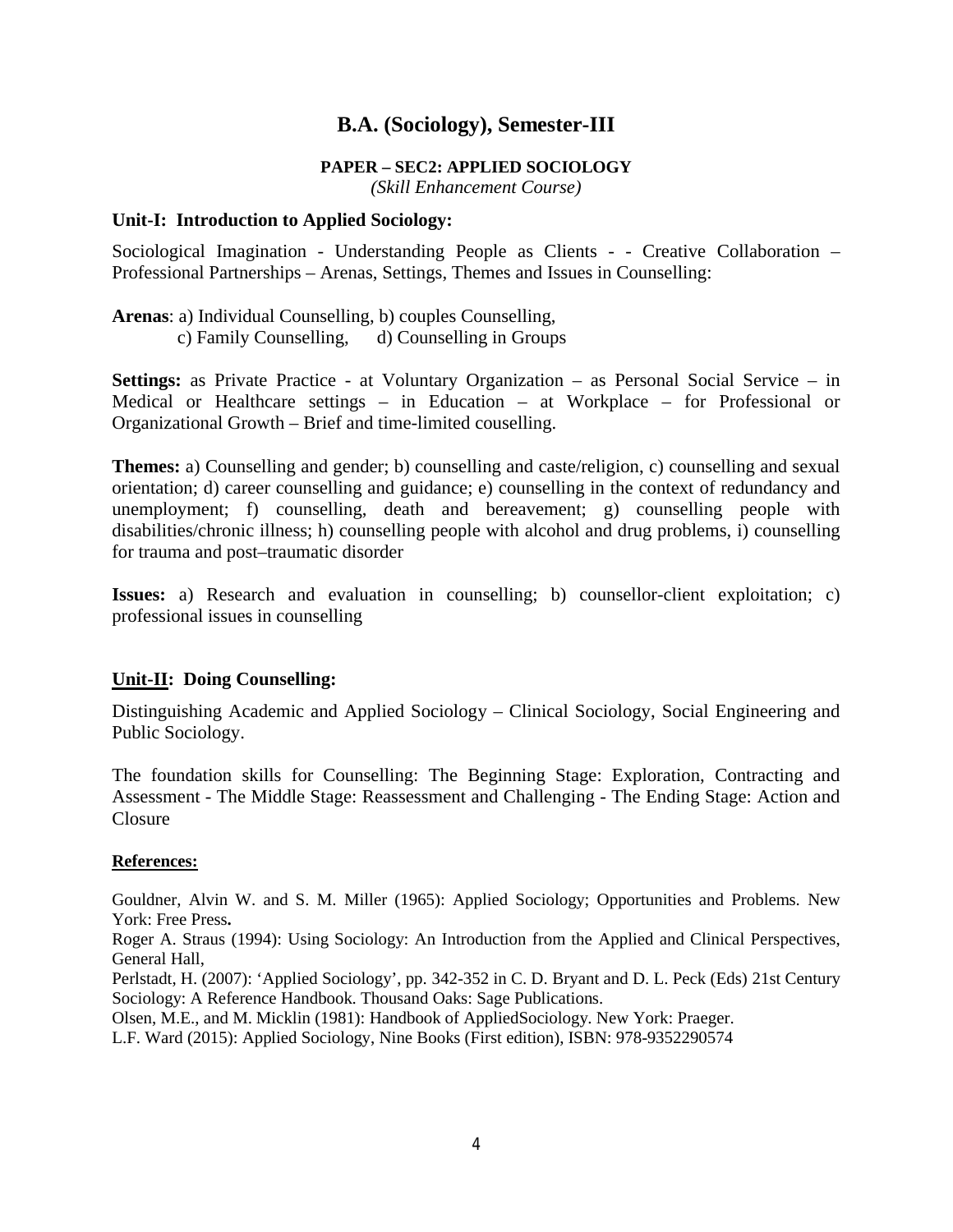# B.A. (Sociology), Semester-III

### PAPER – SEC2: APPLIED SOCIOLOGY

*(Skill Enhancement Course)*

**Unit-I: Introduction to Applied Sociology:**

Sociological Imagination - Understanding People as Clients - - Creative Collaboration – Professional Partnerships – Arenas, Settings, Themes and Issues in Counselling:

**Arenas**: a) Individual Counselling, b) couples Counselling,
c) Family Counselling, d) Counselling in Groups

**Settings:** as Private Practice - at Voluntary Organization – as Personal Social Service – in Medical or Healthcare settings – in Education – at Workplace – for Professional or Organizational Growth – Brief and time-limited couselling.

**Themes:** a) Counselling and gender; b) counselling and caste/religion, c) counselling and sexual orientation; d) career counselling and guidance; e) counselling in the context of redundancy and unemployment; f) counselling, death and bereavement; g) counselling people with disabilities/chronic illness; h) counselling people with alcohol and drug problems, i) counselling for trauma and post–traumatic disorder

**Issues:** a) Research and evaluation in counselling; b) counsellor-client exploitation; c) professional issues in counselling

**Unit-II: Doing Counselling:**

Distinguishing Academic and Applied Sociology – Clinical Sociology, Social Engineering and Public Sociology.

The foundation skills for Counselling: The Beginning Stage: Exploration, Contracting and Assessment - The Middle Stage: Reassessment and Challenging - The Ending Stage: Action and Closure

**References:**

Gouldner, Alvin W. and S. M. Miller (1965): Applied Sociology; Opportunities and Problems. New York: Free Press**.**

Roger A. Straus (1994): Using Sociology: An Introduction from the Applied and Clinical Perspectives, General Hall,

Perlstadt, H. (2007): 'Applied Sociology', pp. 342-352 in C. D. Bryant and D. L. Peck (Eds) 21st Century Sociology: A Reference Handbook. Thousand Oaks: Sage Publications.

Olsen, M.E., and M. Micklin (1981): Handbook of AppliedSociology. New York: Praeger.

L.F. Ward (2015): Applied Sociology, Nine Books (First edition), ISBN: 978-9352290574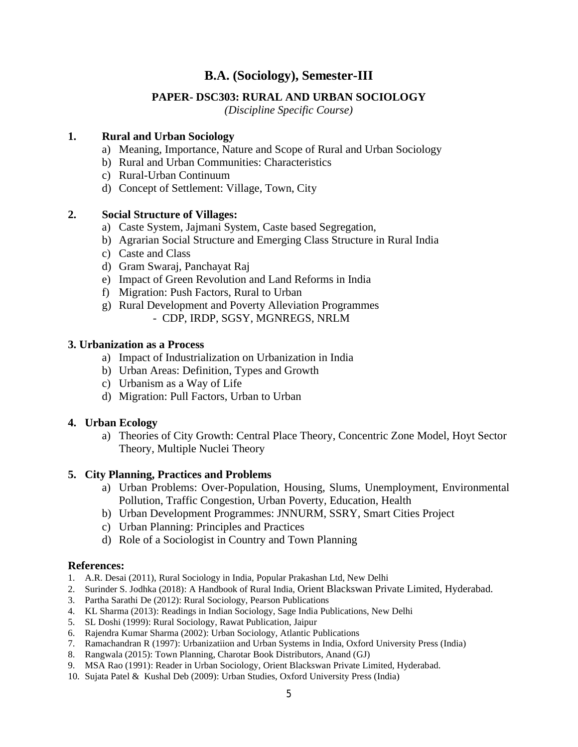# B.A. (Sociology), Semester-III

## PAPER- DSC303: RURAL AND URBAN SOCIOLOGY

*(Discipline Specific Course)*

### 1. Rural and Urban Sociology

a) Meaning, Importance, Nature and Scope of Rural and Urban Sociology
b) Rural and Urban Communities: Characteristics
c) Rural-Urban Continuum
d) Concept of Settlement: Village, Town, City

### 2. Social Structure of Villages:

a) Caste System, Jajmani System, Caste based Segregation,
b) Agrarian Social Structure and Emerging Class Structure in Rural India
c) Caste and Class
d) Gram Swaraj, Panchayat Raj
e) Impact of Green Revolution and Land Reforms in India
f) Migration: Push Factors, Rural to Urban
g) Rural Development and Poverty Alleviation Programmes
   - CDP, IRDP, SGSY, MGNREGS, NRLM

### 3. Urbanization as a Process

a) Impact of Industrialization on Urbanization in India
b) Urban Areas: Definition, Types and Growth
c) Urbanism as a Way of Life
d) Migration: Pull Factors, Urban to Urban

### 4. Urban Ecology

a) Theories of City Growth: Central Place Theory, Concentric Zone Model, Hoyt Sector Theory, Multiple Nuclei Theory

### 5. City Planning, Practices and Problems

a) Urban Problems: Over-Population, Housing, Slums, Unemployment, Environmental Pollution, Traffic Congestion, Urban Poverty, Education, Health
b) Urban Development Programmes: JNNURM, SSRY, Smart Cities Project
c) Urban Planning: Principles and Practices
d) Role of a Sociologist in Country and Town Planning

### References:

1. A.R. Desai (2011), Rural Sociology in India, Popular Prakashan Ltd, New Delhi
2. Surinder S. Jodhka (2018): A Handbook of Rural India, Orient Blackswan Private Limited, Hyderabad.
3. Partha Sarathi De (2012): Rural Sociology, Pearson Publications
4. KL Sharma (2013): Readings in Indian Sociology, Sage India Publications, New Delhi
5. SL Doshi (1999): Rural Sociology, Rawat Publication, Jaipur
6. Rajendra Kumar Sharma (2002): Urban Sociology, Atlantic Publications
7. Ramachandran R (1997): Urbanizatiion and Urban Systems in India, Oxford University Press (India)
8. Rangwala (2015): Town Planning, Charotar Book Distributors, Anand (GJ)
9. MSA Rao (1991): Reader in Urban Sociology, Orient Blackswan Private Limited, Hyderabad.
10. Sujata Patel & Kushal Deb (2009): Urban Studies, Oxford University Press (India)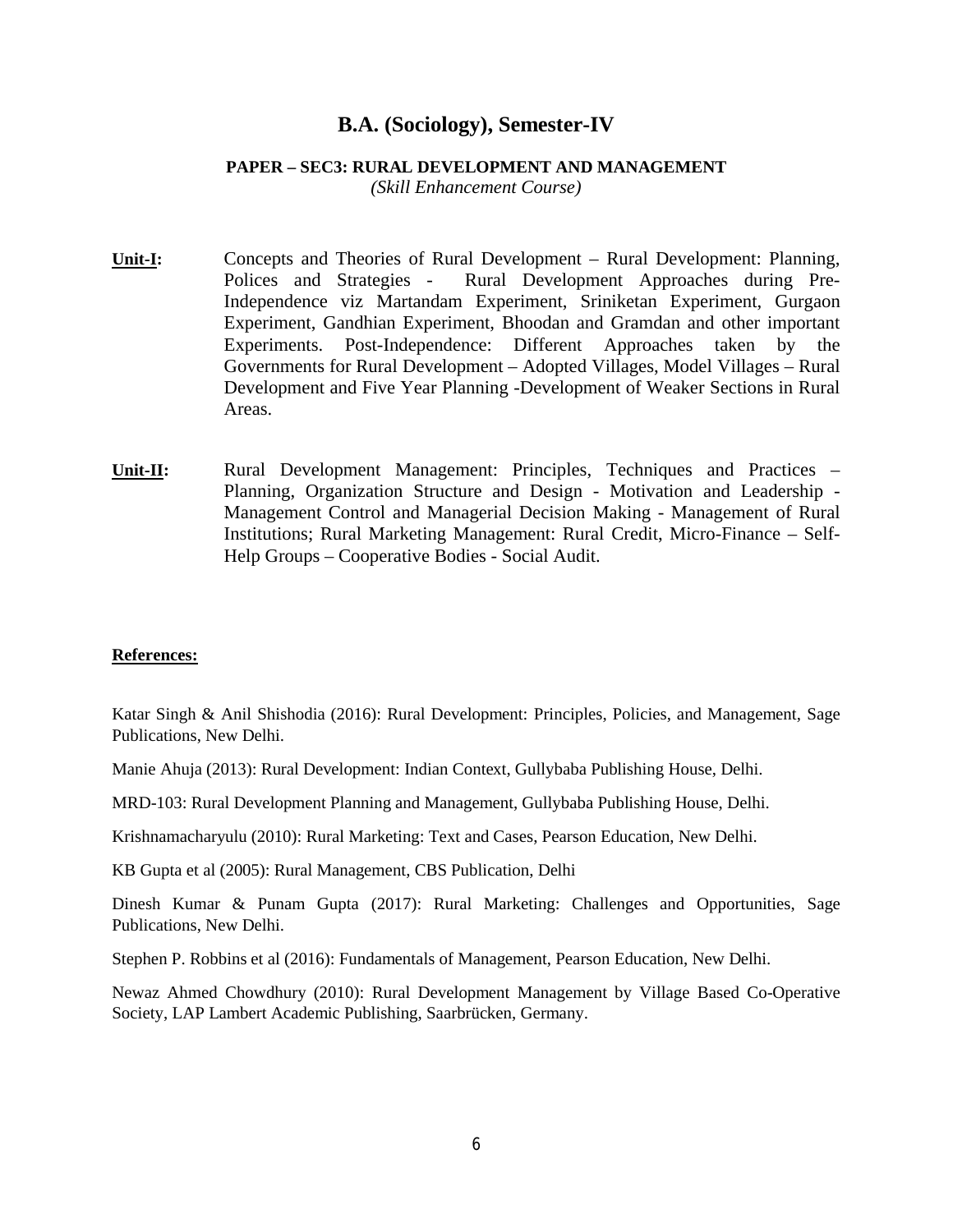# B.A. (Sociology), Semester-IV

## PAPER – SEC3: RURAL DEVELOPMENT AND MANAGEMENT

*(Skill Enhancement Course)*

**Unit-I:** Concepts and Theories of Rural Development – Rural Development: Planning, Polices and Strategies - Rural Development Approaches during Pre-Independence viz Martandam Experiment, Sriniketan Experiment, Gurgaon Experiment, Gandhian Experiment, Bhoodan and Gramdan and other important Experiments. Post-Independence: Different Approaches taken by the Governments for Rural Development – Adopted Villages, Model Villages – Rural Development and Five Year Planning -Development of Weaker Sections in Rural Areas.

**Unit-II:** Rural Development Management: Principles, Techniques and Practices – Planning, Organization Structure and Design - Motivation and Leadership - Management Control and Managerial Decision Making - Management of Rural Institutions; Rural Marketing Management: Rural Credit, Micro-Finance – Self-Help Groups – Cooperative Bodies - Social Audit.

**References:**

Katar Singh & Anil Shishodia (2016): Rural Development: Principles, Policies, and Management, Sage Publications, New Delhi.

Manie Ahuja (2013): Rural Development: Indian Context, Gullybaba Publishing House, Delhi.

MRD-103: Rural Development Planning and Management, Gullybaba Publishing House, Delhi.

Krishnamacharyulu (2010): Rural Marketing: Text and Cases, Pearson Education, New Delhi.

KB Gupta et al (2005): Rural Management, CBS Publication, Delhi

Dinesh Kumar & Punam Gupta (2017): Rural Marketing: Challenges and Opportunities, Sage Publications, New Delhi.

Stephen P. Robbins et al (2016): Fundamentals of Management, Pearson Education, New Delhi.

Newaz Ahmed Chowdhury (2010): Rural Development Management by Village Based Co-Operative Society, LAP Lambert Academic Publishing, Saarbrücken, Germany.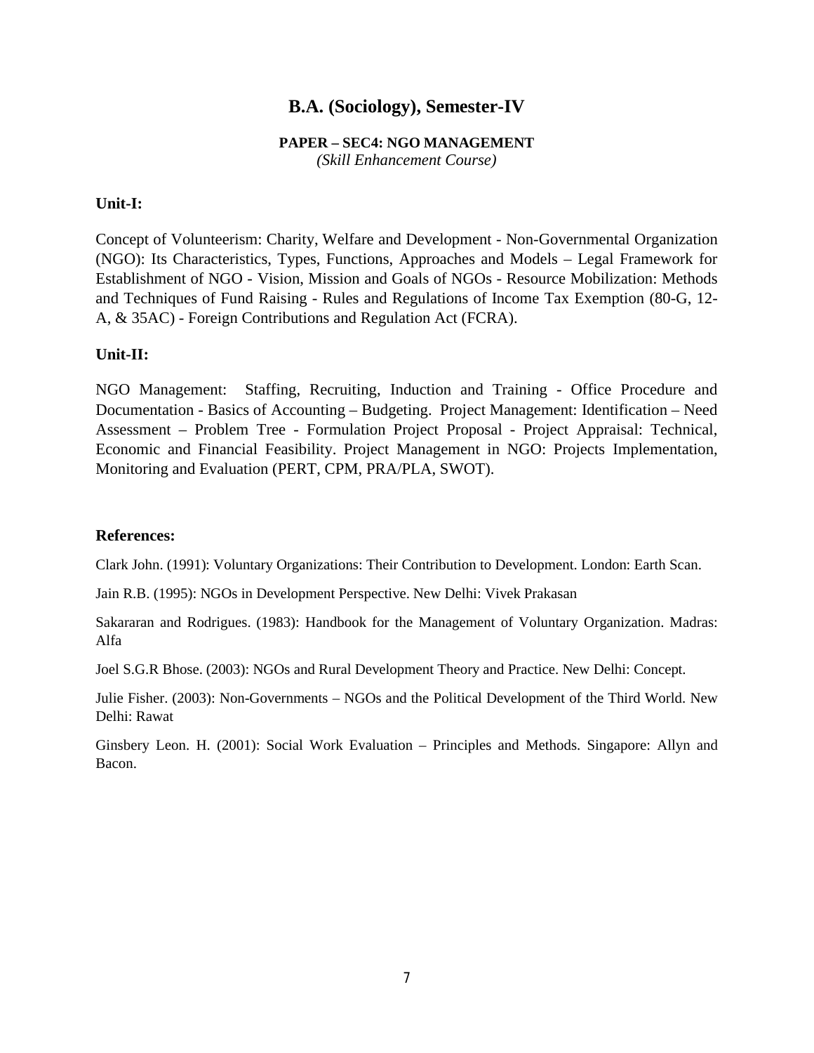# B.A. (Sociology), Semester-IV

**PAPER – SEC4: NGO MANAGEMENT**
*(Skill Enhancement Course)*

**Unit-I:**

Concept of Volunteerism: Charity, Welfare and Development - Non-Governmental Organization (NGO): Its Characteristics, Types, Functions, Approaches and Models – Legal Framework for Establishment of NGO - Vision, Mission and Goals of NGOs - Resource Mobilization: Methods and Techniques of Fund Raising - Rules and Regulations of Income Tax Exemption (80-G, 12-A, & 35AC) - Foreign Contributions and Regulation Act (FCRA).

**Unit-II:**

NGO Management: Staffing, Recruiting, Induction and Training - Office Procedure and Documentation - Basics of Accounting – Budgeting. Project Management: Identification – Need Assessment – Problem Tree - Formulation Project Proposal - Project Appraisal: Technical, Economic and Financial Feasibility. Project Management in NGO: Projects Implementation, Monitoring and Evaluation (PERT, CPM, PRA/PLA, SWOT).

**References:**

Clark John. (1991): Voluntary Organizations: Their Contribution to Development. London: Earth Scan.

Jain R.B. (1995): NGOs in Development Perspective. New Delhi: Vivek Prakasan

Sakararan and Rodrigues. (1983): Handbook for the Management of Voluntary Organization. Madras: Alfa

Joel S.G.R Bhose. (2003): NGOs and Rural Development Theory and Practice. New Delhi: Concept.

Julie Fisher. (2003): Non-Governments – NGOs and the Political Development of the Third World. New Delhi: Rawat

Ginsbery Leon. H. (2001): Social Work Evaluation – Principles and Methods. Singapore: Allyn and Bacon.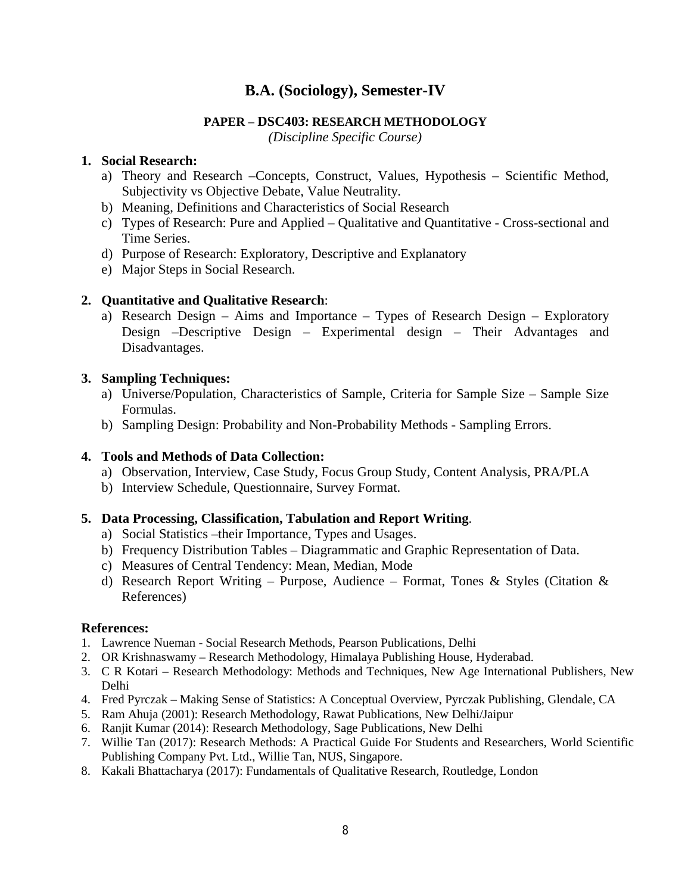# B.A. (Sociology), Semester-IV

## PAPER – DSC403: RESEARCH METHODOLOGY

*(Discipline Specific Course)*

1. **Social Research:**
   a) Theory and Research –Concepts, Construct, Values, Hypothesis – Scientific Method, Subjectivity vs Objective Debate, Value Neutrality.
   b) Meaning, Definitions and Characteristics of Social Research
   c) Types of Research: Pure and Applied – Qualitative and Quantitative - Cross-sectional and Time Series.
   d) Purpose of Research: Exploratory, Descriptive and Explanatory
   e) Major Steps in Social Research.

2. **Quantitative and Qualitative Research**:
   a) Research Design – Aims and Importance – Types of Research Design – Exploratory Design –Descriptive Design – Experimental design – Their Advantages and Disadvantages.

3. **Sampling Techniques:**
   a) Universe/Population, Characteristics of Sample, Criteria for Sample Size – Sample Size Formulas.
   b) Sampling Design: Probability and Non-Probability Methods - Sampling Errors.

4. **Tools and Methods of Data Collection:**
   a) Observation, Interview, Case Study, Focus Group Study, Content Analysis, PRA/PLA
   b) Interview Schedule, Questionnaire, Survey Format.

5. **Data Processing, Classification, Tabulation and Report Writing**.
   a) Social Statistics –their Importance, Types and Usages.
   b) Frequency Distribution Tables – Diagrammatic and Graphic Representation of Data.
   c) Measures of Central Tendency: Mean, Median, Mode
   d) Research Report Writing – Purpose, Audience – Format, Tones & Styles (Citation & References)

**References:**

1. Lawrence Nueman - Social Research Methods, Pearson Publications, Delhi
2. OR Krishnaswamy – Research Methodology, Himalaya Publishing House, Hyderabad.
3. C R Kotari – Research Methodology: Methods and Techniques, New Age International Publishers, New Delhi
4. Fred Pyrczak – Making Sense of Statistics: A Conceptual Overview, Pyrczak Publishing, Glendale, CA
5. Ram Ahuja (2001): Research Methodology, Rawat Publications, New Delhi/Jaipur
6. Ranjit Kumar (2014): Research Methodology, Sage Publications, New Delhi
7. Willie Tan (2017): Research Methods: A Practical Guide For Students and Researchers, World Scientific Publishing Company Pvt. Ltd., Willie Tan, NUS, Singapore.
8. Kakali Bhattacharya (2017): Fundamentals of Qualitative Research, Routledge, London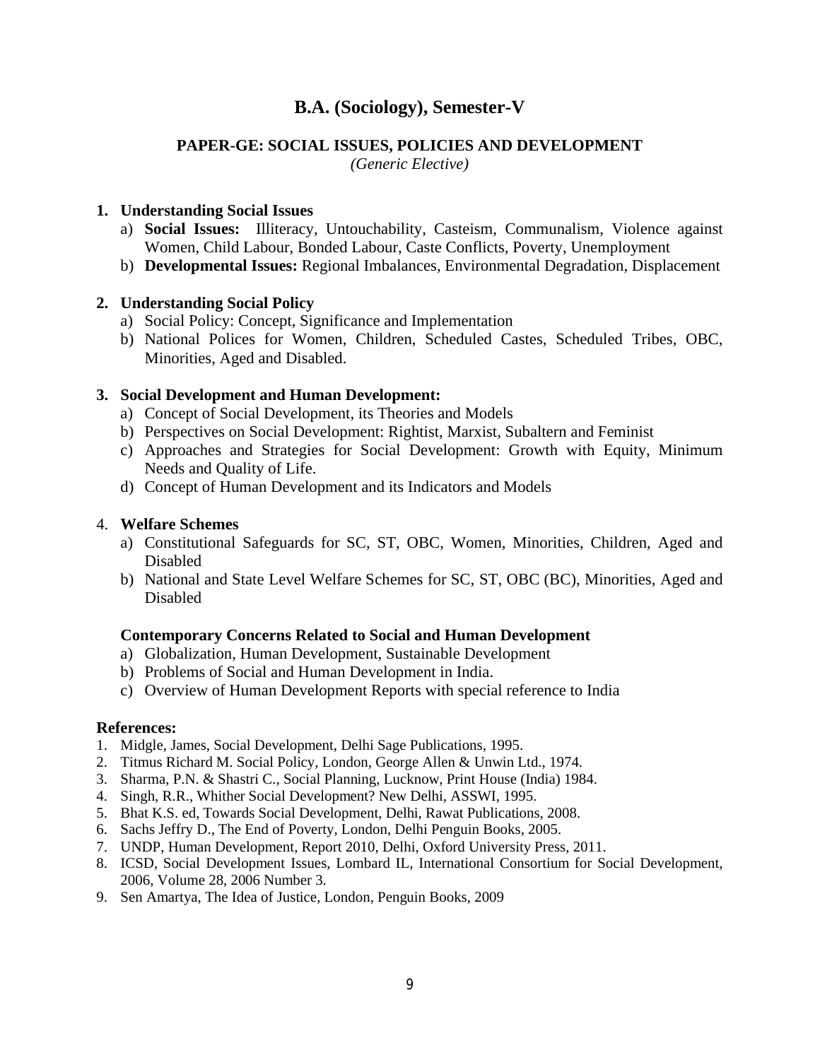# B.A. (Sociology), Semester-V

## PAPER-GE: SOCIAL ISSUES, POLICIES AND DEVELOPMENT

*(Generic Elective)*

1. **Understanding Social Issues**
   a) **Social Issues:** Illiteracy, Untouchability, Casteism, Communalism, Violence against Women, Child Labour, Bonded Labour, Caste Conflicts, Poverty, Unemployment
   b) **Developmental Issues:** Regional Imbalances, Environmental Degradation, Displacement

2. **Understanding Social Policy**
   a) Social Policy: Concept, Significance and Implementation
   b) National Polices for Women, Children, Scheduled Castes, Scheduled Tribes, OBC, Minorities, Aged and Disabled.

3. **Social Development and Human Development:**
   a) Concept of Social Development, its Theories and Models
   b) Perspectives on Social Development: Rightist, Marxist, Subaltern and Feminist
   c) Approaches and Strategies for Social Development: Growth with Equity, Minimum Needs and Quality of Life.
   d) Concept of Human Development and its Indicators and Models

4. **Welfare Schemes**
   a) Constitutional Safeguards for SC, ST, OBC, Women, Minorities, Children, Aged and Disabled
   b) National and State Level Welfare Schemes for SC, ST, OBC (BC), Minorities, Aged and Disabled

**Contemporary Concerns Related to Social and Human Development**

a) Globalization, Human Development, Sustainable Development
b) Problems of Social and Human Development in India.
c) Overview of Human Development Reports with special reference to India

**References:**

1. Midgle, James, Social Development, Delhi Sage Publications, 1995.
2. Titmus Richard M. Social Policy, London, George Allen & Unwin Ltd., 1974.
3. Sharma, P.N. & Shastri C., Social Planning, Lucknow, Print House (India) 1984.
4. Singh, R.R., Whither Social Development? New Delhi, ASSWI, 1995.
5. Bhat K.S. ed, Towards Social Development, Delhi, Rawat Publications, 2008.
6. Sachs Jeffry D., The End of Poverty, London, Delhi Penguin Books, 2005.
7. UNDP, Human Development, Report 2010, Delhi, Oxford University Press, 2011.
8. ICSD, Social Development Issues, Lombard IL, International Consortium for Social Development, 2006, Volume 28, 2006 Number 3.
9. Sen Amartya, The Idea of Justice, London, Penguin Books, 2009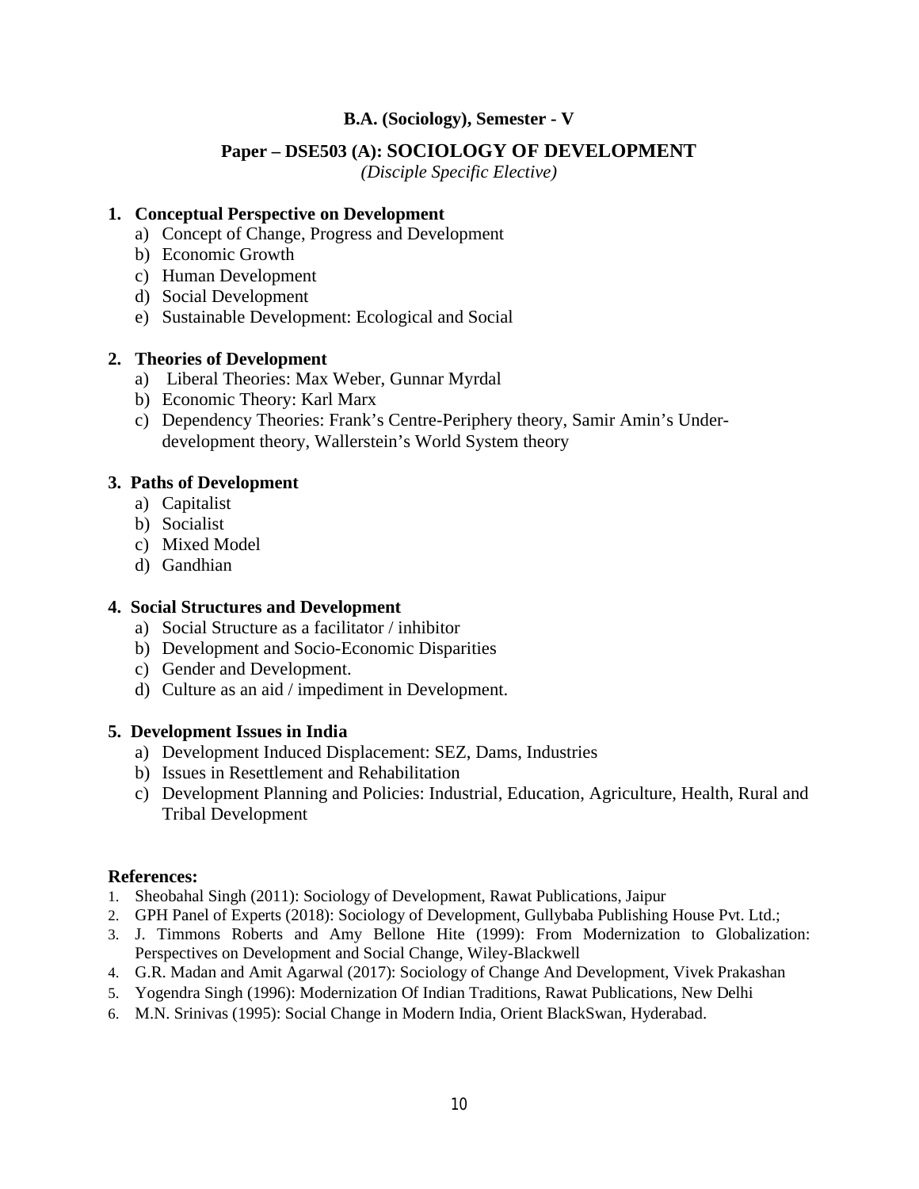**B.A. (Sociology), Semester - V**

## Paper – DSE503 (A): SOCIOLOGY OF DEVELOPMENT

*(Disciple Specific Elective)*

**1. Conceptual Perspective on Development**

a) Concept of Change, Progress and Development
b) Economic Growth
c) Human Development
d) Social Development
e) Sustainable Development: Ecological and Social

**2. Theories of Development**

a) Liberal Theories: Max Weber, Gunnar Myrdal
b) Economic Theory: Karl Marx
c) Dependency Theories: Frank's Centre-Periphery theory, Samir Amin's Under-development theory, Wallerstein's World System theory

**3. Paths of Development**

a) Capitalist
b) Socialist
c) Mixed Model
d) Gandhian

**4. Social Structures and Development**

a) Social Structure as a facilitator / inhibitor
b) Development and Socio-Economic Disparities
c) Gender and Development.
d) Culture as an aid / impediment in Development.

**5. Development Issues in India**

a) Development Induced Displacement: SEZ, Dams, Industries
b) Issues in Resettlement and Rehabilitation
c) Development Planning and Policies: Industrial, Education, Agriculture, Health, Rural and Tribal Development

**References:**

1. Sheobahal Singh (2011): Sociology of Development, Rawat Publications, Jaipur
2. GPH Panel of Experts (2018): Sociology of Development, Gullybaba Publishing House Pvt. Ltd.;
3. J. Timmons Roberts and Amy Bellone Hite (1999): From Modernization to Globalization: Perspectives on Development and Social Change, Wiley-Blackwell
4. G.R. Madan and Amit Agarwal (2017): Sociology of Change And Development, Vivek Prakashan
5. Yogendra Singh (1996): Modernization Of Indian Traditions, Rawat Publications, New Delhi
6. M.N. Srinivas (1995): Social Change in Modern India, Orient BlackSwan, Hyderabad.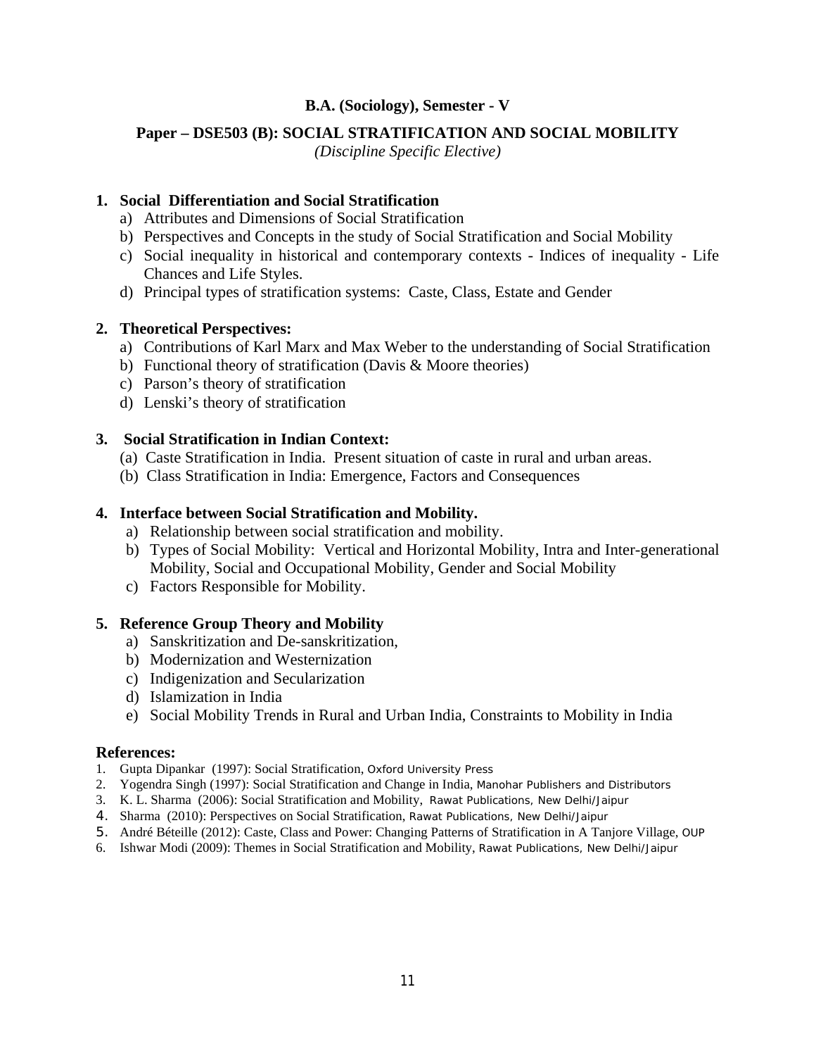**B.A. (Sociology), Semester - V**

## Paper – DSE503 (B): SOCIAL STRATIFICATION AND SOCIAL MOBILITY

*(Discipline Specific Elective)*

**1. Social Differentiation and Social Stratification**

a) Attributes and Dimensions of Social Stratification
b) Perspectives and Concepts in the study of Social Stratification and Social Mobility
c) Social inequality in historical and contemporary contexts - Indices of inequality - Life Chances and Life Styles.
d) Principal types of stratification systems: Caste, Class, Estate and Gender

**2. Theoretical Perspectives:**

a) Contributions of Karl Marx and Max Weber to the understanding of Social Stratification
b) Functional theory of stratification (Davis & Moore theories)
c) Parson's theory of stratification
d) Lenski's theory of stratification

**3. Social Stratification in Indian Context:**

(a) Caste Stratification in India. Present situation of caste in rural and urban areas.
(b) Class Stratification in India: Emergence, Factors and Consequences

**4. Interface between Social Stratification and Mobility.**

a) Relationship between social stratification and mobility.
b) Types of Social Mobility: Vertical and Horizontal Mobility, Intra and Inter-generational Mobility, Social and Occupational Mobility, Gender and Social Mobility
c) Factors Responsible for Mobility.

**5. Reference Group Theory and Mobility**

a) Sanskritization and De-sanskritization,
b) Modernization and Westernization
c) Indigenization and Secularization
d) Islamization in India
e) Social Mobility Trends in Rural and Urban India, Constraints to Mobility in India

**References:**

1. Gupta Dipankar (1997): Social Stratification, Oxford University Press
2. Yogendra Singh (1997): Social Stratification and Change in India, Manohar Publishers and Distributors
3. K. L. Sharma (2006): Social Stratification and Mobility, Rawat Publications, New Delhi/Jaipur
4. Sharma (2010): Perspectives on Social Stratification, Rawat Publications, New Delhi/Jaipur
5. André Béteille (2012): Caste, Class and Power: Changing Patterns of Stratification in A Tanjore Village, OUP
6. Ishwar Modi (2009): Themes in Social Stratification and Mobility, Rawat Publications, New Delhi/Jaipur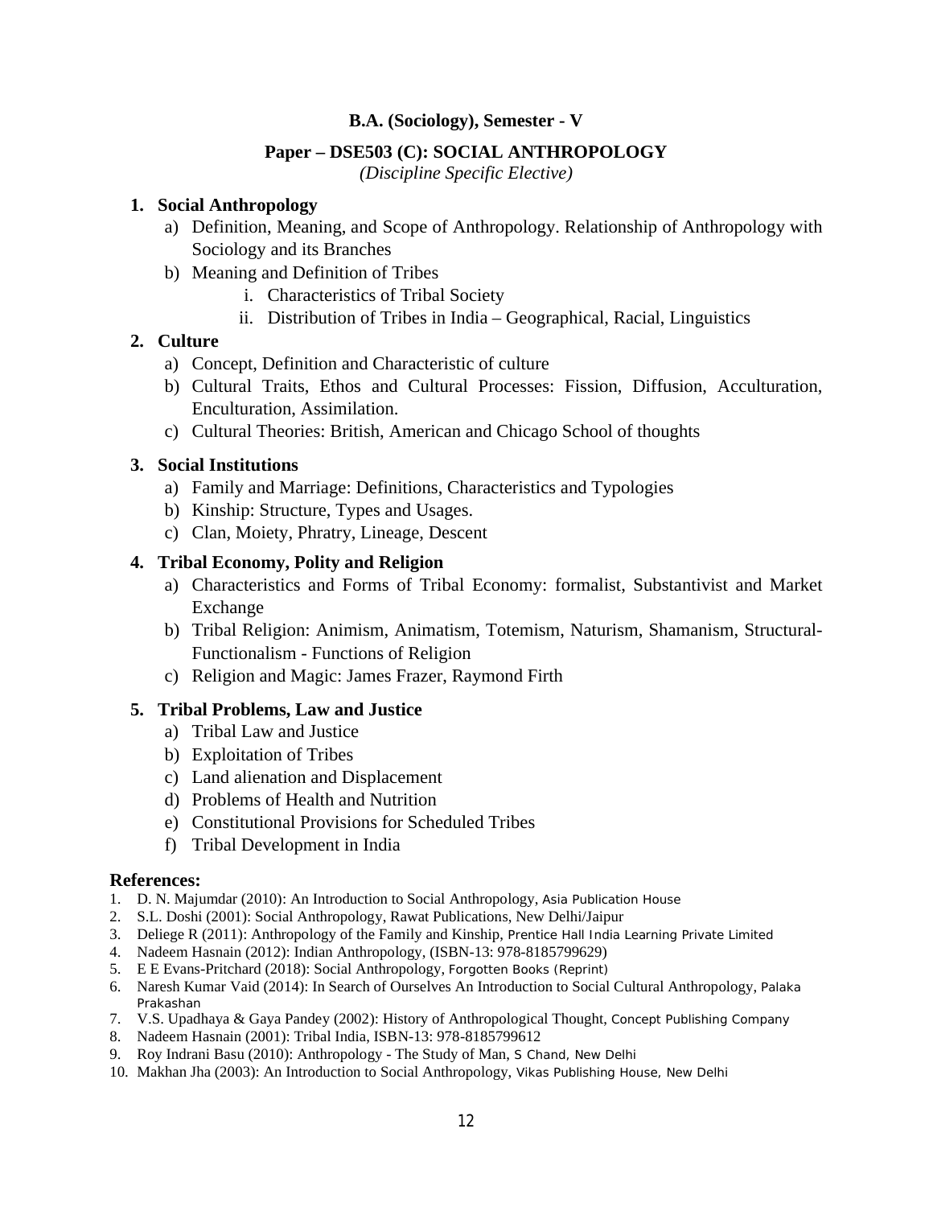**B.A. (Sociology), Semester - V**

**Paper – DSE503 (C): SOCIAL ANTHROPOLOGY**

*(Discipline Specific Elective)*

1. **Social Anthropology**
   a) Definition, Meaning, and Scope of Anthropology. Relationship of Anthropology with Sociology and its Branches
   b) Meaning and Definition of Tribes
      i. Characteristics of Tribal Society
      ii. Distribution of Tribes in India – Geographical, Racial, Linguistics

2. **Culture**
   a) Concept, Definition and Characteristic of culture
   b) Cultural Traits, Ethos and Cultural Processes: Fission, Diffusion, Acculturation, Enculturation, Assimilation.
   c) Cultural Theories: British, American and Chicago School of thoughts

3. **Social Institutions**
   a) Family and Marriage: Definitions, Characteristics and Typologies
   b) Kinship: Structure, Types and Usages.
   c) Clan, Moiety, Phratry, Lineage, Descent

4. **Tribal Economy, Polity and Religion**
   a) Characteristics and Forms of Tribal Economy: formalist, Substantivist and Market Exchange
   b) Tribal Religion: Animism, Animatism, Totemism, Naturism, Shamanism, Structural-Functionalism - Functions of Religion
   c) Religion and Magic: James Frazer, Raymond Firth

5. **Tribal Problems, Law and Justice**
   a) Tribal Law and Justice
   b) Exploitation of Tribes
   c) Land alienation and Displacement
   d) Problems of Health and Nutrition
   e) Constitutional Provisions for Scheduled Tribes
   f) Tribal Development in India

**References:**

1. D. N. Majumdar (2010): An Introduction to Social Anthropology, Asia Publication House
2. S.L. Doshi (2001): Social Anthropology, Rawat Publications, New Delhi/Jaipur
3. Deliege R (2011): Anthropology of the Family and Kinship, Prentice Hall India Learning Private Limited
4. Nadeem Hasnain (2012): Indian Anthropology, (ISBN-13: 978-8185799629)
5. E E Evans-Pritchard (2018): Social Anthropology, Forgotten Books (Reprint)
6. Naresh Kumar Vaid (2014): In Search of Ourselves An Introduction to Social Cultural Anthropology, Palaka Prakashan
7. V.S. Upadhaya & Gaya Pandey (2002): History of Anthropological Thought, Concept Publishing Company
8. Nadeem Hasnain (2001): Tribal India, ISBN-13: 978-8185799612
9. Roy Indrani Basu (2010): Anthropology - The Study of Man, S Chand, New Delhi
10. Makhan Jha (2003): An Introduction to Social Anthropology, Vikas Publishing House, New Delhi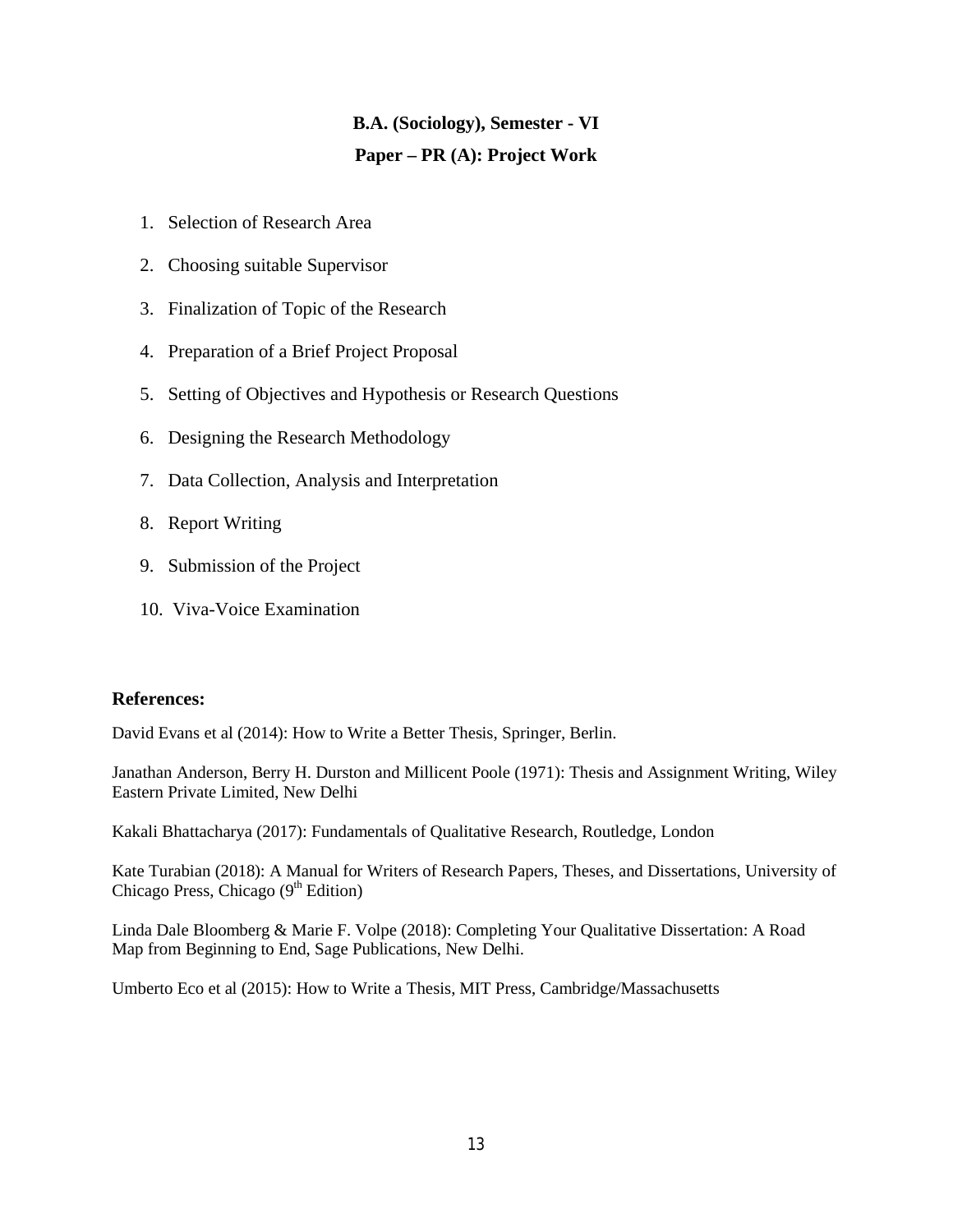# B.A. (Sociology), Semester - VI

## Paper – PR (A): Project Work

1. Selection of Research Area
2. Choosing suitable Supervisor
3. Finalization of Topic of the Research
4. Preparation of a Brief Project Proposal
5. Setting of Objectives and Hypothesis or Research Questions
6. Designing the Research Methodology
7. Data Collection, Analysis and Interpretation
8. Report Writing
9. Submission of the Project
10. Viva-Voice Examination

**References:**

David Evans et al (2014): How to Write a Better Thesis, Springer, Berlin.

Janathan Anderson, Berry H. Durston and Millicent Poole (1971): Thesis and Assignment Writing, Wiley Eastern Private Limited, New Delhi

Kakali Bhattacharya (2017): Fundamentals of Qualitative Research, Routledge, London

Kate Turabian (2018): A Manual for Writers of Research Papers, Theses, and Dissertations, University of Chicago Press, Chicago (9th Edition)

Linda Dale Bloomberg & Marie F. Volpe (2018): Completing Your Qualitative Dissertation: A Road Map from Beginning to End, Sage Publications, New Delhi.

Umberto Eco et al (2015): How to Write a Thesis, MIT Press, Cambridge/Massachusetts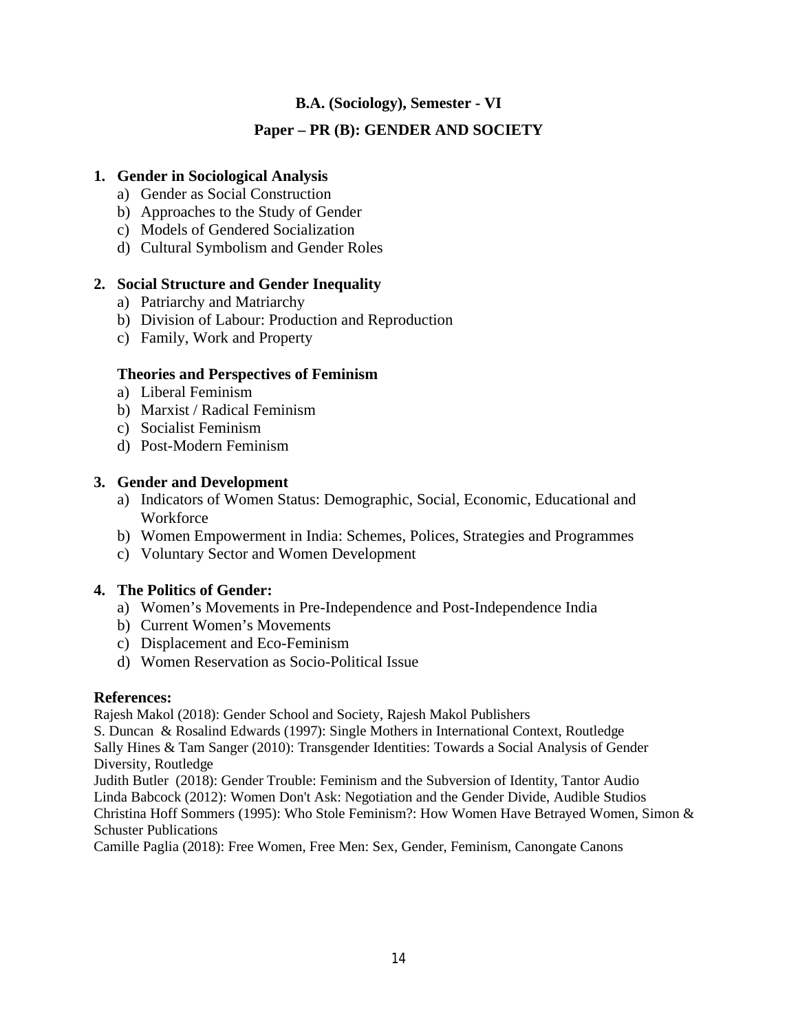**B.A. (Sociology), Semester - VI**

**Paper – PR (B): GENDER AND SOCIETY**

**1. Gender in Sociological Analysis**

a) Gender as Social Construction
b) Approaches to the Study of Gender
c) Models of Gendered Socialization
d) Cultural Symbolism and Gender Roles

**2. Social Structure and Gender Inequality**

a) Patriarchy and Matriarchy
b) Division of Labour: Production and Reproduction
c) Family, Work and Property

**Theories and Perspectives of Feminism**

a) Liberal Feminism
b) Marxist / Radical Feminism
c) Socialist Feminism
d) Post-Modern Feminism

**3. Gender and Development**

a) Indicators of Women Status: Demographic, Social, Economic, Educational and Workforce
b) Women Empowerment in India: Schemes, Polices, Strategies and Programmes
c) Voluntary Sector and Women Development

**4. The Politics of Gender:**

a) Women's Movements in Pre-Independence and Post-Independence India
b) Current Women's Movements
c) Displacement and Eco-Feminism
d) Women Reservation as Socio-Political Issue

**References:**

Rajesh Makol (2018): Gender School and Society, Rajesh Makol Publishers
S. Duncan & Rosalind Edwards (1997): Single Mothers in International Context, Routledge
Sally Hines & Tam Sanger (2010): Transgender Identities: Towards a Social Analysis of Gender Diversity, Routledge
Judith Butler (2018): Gender Trouble: Feminism and the Subversion of Identity, Tantor Audio
Linda Babcock (2012): Women Don't Ask: Negotiation and the Gender Divide, Audible Studios
Christina Hoff Sommers (1995): Who Stole Feminism?: How Women Have Betrayed Women, Simon & Schuster Publications
Camille Paglia (2018): Free Women, Free Men: Sex, Gender, Feminism, Canongate Canons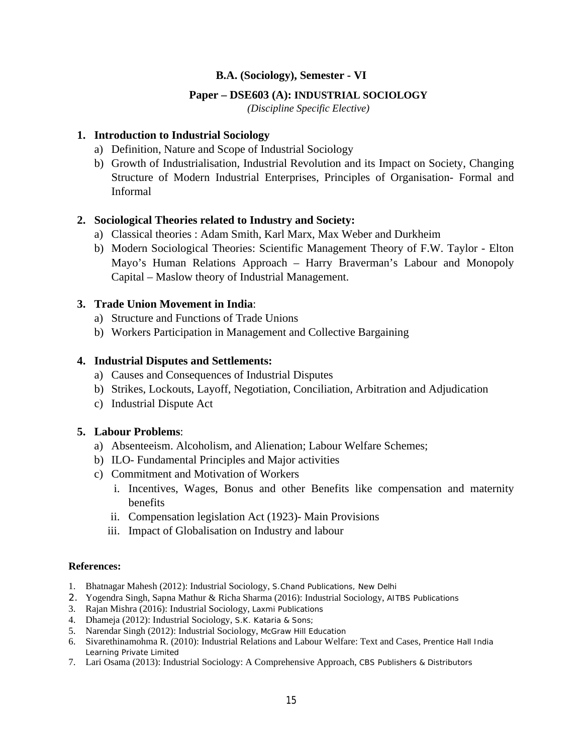**B.A. (Sociology), Semester - VI**

**Paper – DSE603 (A): INDUSTRIAL SOCIOLOGY**

*(Discipline Specific Elective)*

1. **Introduction to Industrial Sociology**
   a) Definition, Nature and Scope of Industrial Sociology
   b) Growth of Industrialisation, Industrial Revolution and its Impact on Society, Changing Structure of Modern Industrial Enterprises, Principles of Organisation- Formal and Informal

2. **Sociological Theories related to Industry and Society:**
   a) Classical theories : Adam Smith, Karl Marx, Max Weber and Durkheim
   b) Modern Sociological Theories: Scientific Management Theory of F.W. Taylor - Elton Mayo's Human Relations Approach – Harry Braverman's Labour and Monopoly Capital – Maslow theory of Industrial Management.

3. **Trade Union Movement in India**:
   a) Structure and Functions of Trade Unions
   b) Workers Participation in Management and Collective Bargaining

4. **Industrial Disputes and Settlements:**
   a) Causes and Consequences of Industrial Disputes
   b) Strikes, Lockouts, Layoff, Negotiation, Conciliation, Arbitration and Adjudication
   c) Industrial Dispute Act

5. **Labour Problems**:
   a) Absenteeism. Alcoholism, and Alienation; Labour Welfare Schemes;
   b) ILO- Fundamental Principles and Major activities
   c) Commitment and Motivation of Workers
      i. Incentives, Wages, Bonus and other Benefits like compensation and maternity benefits
      ii. Compensation legislation Act (1923)- Main Provisions
      iii. Impact of Globalisation on Industry and labour

**References:**

1. Bhatnagar Mahesh (2012): Industrial Sociology, S.Chand Publications, New Delhi
2. Yogendra Singh, Sapna Mathur & Richa Sharma (2016): Industrial Sociology, AITBS Publications
3. Rajan Mishra (2016): Industrial Sociology, Laxmi Publications
4. Dhameja (2012): Industrial Sociology, S.K. Kataria & Sons;
5. Narendar Singh (2012): Industrial Sociology, McGraw Hill Education
6. Sivarethinamohma R. (2010): Industrial Relations and Labour Welfare: Text and Cases, Prentice Hall India Learning Private Limited
7. Lari Osama (2013): Industrial Sociology: A Comprehensive Approach, CBS Publishers & Distributors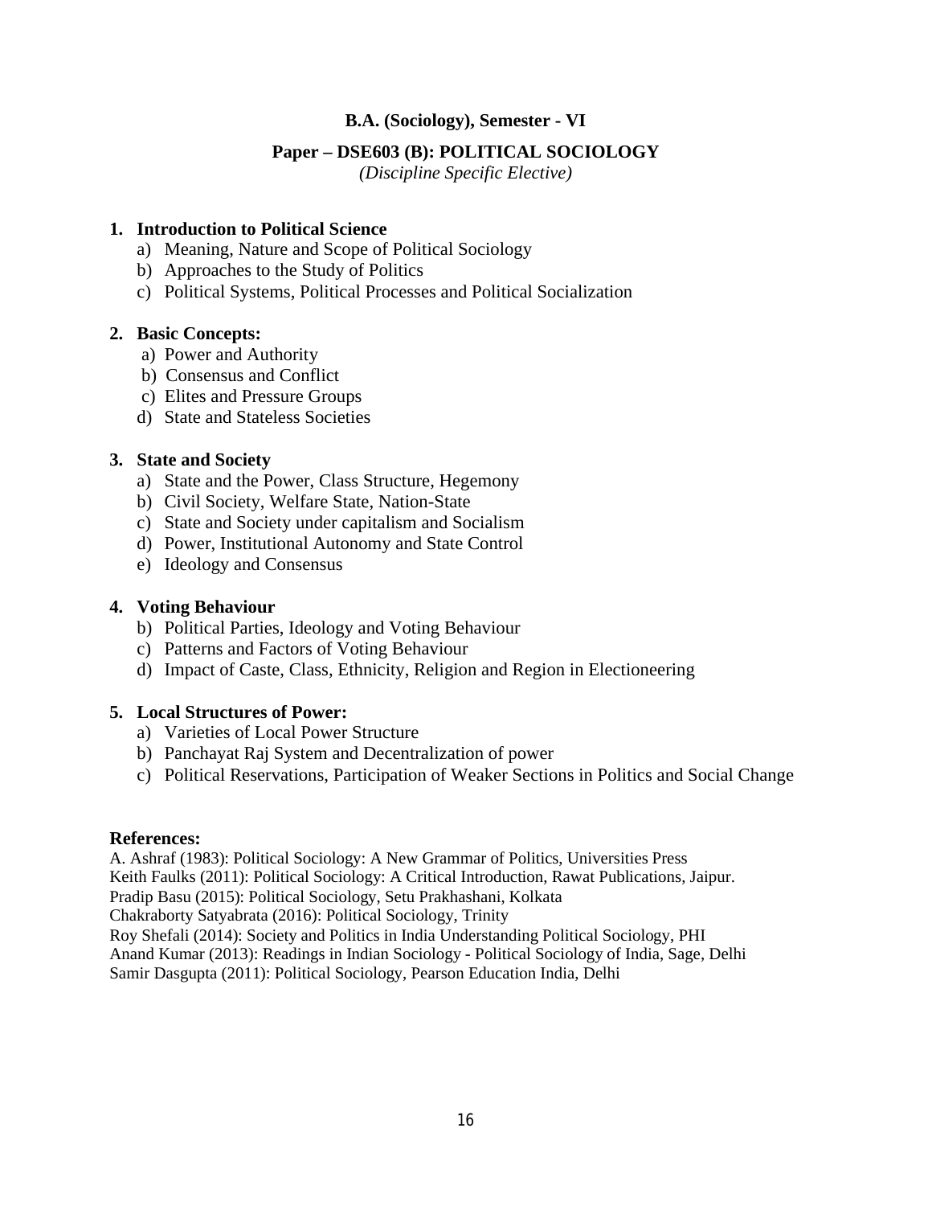**B.A. (Sociology), Semester - VI**

**Paper – DSE603 (B): POLITICAL SOCIOLOGY**

*(Discipline Specific Elective)*

**1. Introduction to Political Science**

a) Meaning, Nature and Scope of Political Sociology

b) Approaches to the Study of Politics

c) Political Systems, Political Processes and Political Socialization

**2. Basic Concepts:**

a) Power and Authority

b) Consensus and Conflict

c) Elites and Pressure Groups

d) State and Stateless Societies

**3. State and Society**

a) State and the Power, Class Structure, Hegemony

b) Civil Society, Welfare State, Nation-State

c) State and Society under capitalism and Socialism

d) Power, Institutional Autonomy and State Control

e) Ideology and Consensus

**4. Voting Behaviour**

b) Political Parties, Ideology and Voting Behaviour

c) Patterns and Factors of Voting Behaviour

d) Impact of Caste, Class, Ethnicity, Religion and Region in Electioneering

**5. Local Structures of Power:**

a) Varieties of Local Power Structure

b) Panchayat Raj System and Decentralization of power

c) Political Reservations, Participation of Weaker Sections in Politics and Social Change

**References:**

A. Ashraf (1983): Political Sociology: A New Grammar of Politics, Universities Press

Keith Faulks (2011): Political Sociology: A Critical Introduction, Rawat Publications, Jaipur.

Pradip Basu (2015): Political Sociology, Setu Prakhashani, Kolkata

Chakraborty Satyabrata (2016): Political Sociology, Trinity

Roy Shefali (2014): Society and Politics in India Understanding Political Sociology, PHI

Anand Kumar (2013): Readings in Indian Sociology - Political Sociology of India, Sage, Delhi

Samir Dasgupta (2011): Political Sociology, Pearson Education India, Delhi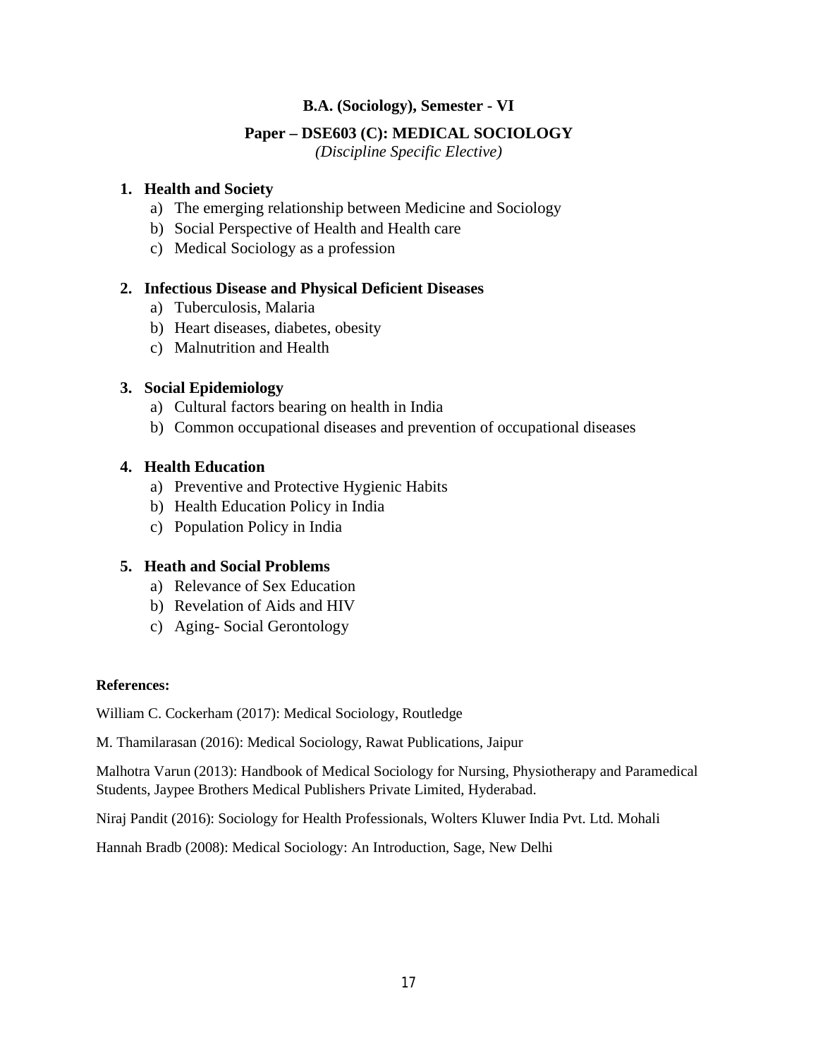**B.A. (Sociology), Semester - VI**

**Paper – DSE603 (C): MEDICAL SOCIOLOGY**

*(Discipline Specific Elective)*

1. **Health and Society**
   a) The emerging relationship between Medicine and Sociology
   b) Social Perspective of Health and Health care
   c) Medical Sociology as a profession

2. **Infectious Disease and Physical Deficient Diseases**
   a) Tuberculosis, Malaria
   b) Heart diseases, diabetes, obesity
   c) Malnutrition and Health

3. **Social Epidemiology**
   a) Cultural factors bearing on health in India
   b) Common occupational diseases and prevention of occupational diseases

4. **Health Education**
   a) Preventive and Protective Hygienic Habits
   b) Health Education Policy in India
   c) Population Policy in India

5. **Heath and Social Problems**
   a) Relevance of Sex Education
   b) Revelation of Aids and HIV
   c) Aging- Social Gerontology

**References:**

William C. Cockerham (2017): Medical Sociology, Routledge

M. Thamilarasan (2016): Medical Sociology, Rawat Publications, Jaipur

Malhotra Varun (2013): Handbook of Medical Sociology for Nursing, Physiotherapy and Paramedical Students, Jaypee Brothers Medical Publishers Private Limited, Hyderabad.

Niraj Pandit (2016): Sociology for Health Professionals, Wolters Kluwer India Pvt. Ltd. Mohali

Hannah Bradb (2008): Medical Sociology: An Introduction, Sage, New Delhi